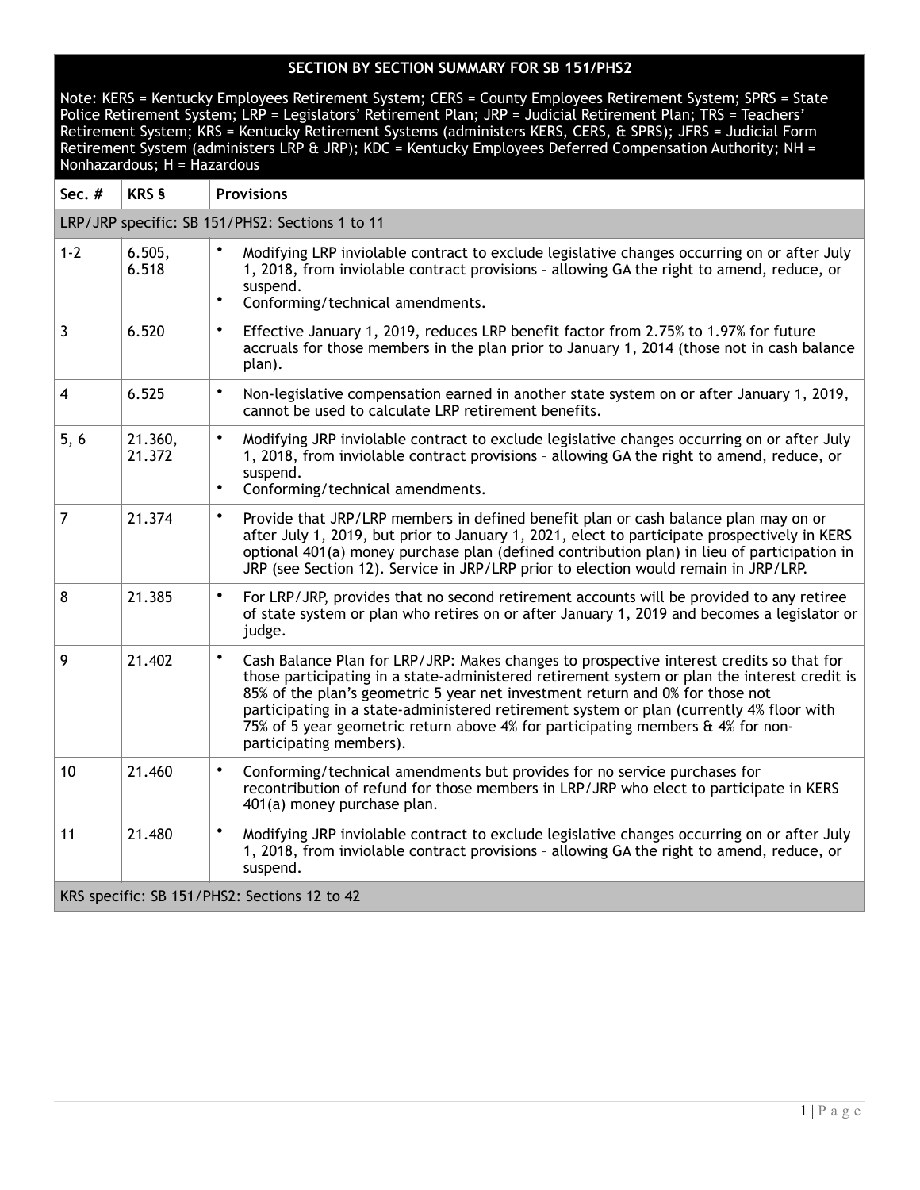| SECTION BY SECTION SUMMARY FOR SB 151/PHS2 | | |
|---|---|---|
| Note: KERS = Kentucky Employees Retirement System; CERS = County Employees Retirement System; SPRS = State Police Retirement System; LRP = Legislators' Retirement Plan; JRP = Judicial Retirement Plan; TRS = Teachers' Retirement System; KRS = Kentucky Retirement Systems (administers KERS, CERS, & SPRS); JFRS = Judicial Form Retirement System (administers LRP & JRP); KDC = Kentucky Employees Deferred Compensation Authority; NH = Nonhazardous; H = Hazardous | | |
| **Sec. #** | **KRS §** | **Provisions** |
| LRP/JRP specific: SB 151/PHS2: Sections 1 to 11 | | |
| 1-2 | 6.505, 6.518 | • Modifying LRP inviolable contract to exclude legislative changes occurring on or after July 1, 2018, from inviolable contract provisions – allowing GA the right to amend, reduce, or suspend.<br>• Conforming/technical amendments. |
| 3 | 6.520 | • Effective January 1, 2019, reduces LRP benefit factor from 2.75% to 1.97% for future accruals for those members in the plan prior to January 1, 2014 (those not in cash balance plan). |
| 4 | 6.525 | • Non-legislative compensation earned in another state system on or after January 1, 2019, cannot be used to calculate LRP retirement benefits. |
| 5, 6 | 21.360, 21.372 | • Modifying JRP inviolable contract to exclude legislative changes occurring on or after July 1, 2018, from inviolable contract provisions – allowing GA the right to amend, reduce, or suspend.<br>• Conforming/technical amendments. |
| 7 | 21.374 | • Provide that JRP/LRP members in defined benefit plan or cash balance plan may on or after July 1, 2019, but prior to January 1, 2021, elect to participate prospectively in KERS optional 401(a) money purchase plan (defined contribution plan) in lieu of participation in JRP (see Section 12). Service in JRP/LRP prior to election would remain in JRP/LRP. |
| 8 | 21.385 | • For LRP/JRP, provides that no second retirement accounts will be provided to any retiree of state system or plan who retires on or after January 1, 2019 and becomes a legislator or judge. |
| 9 | 21.402 | • Cash Balance Plan for LRP/JRP: Makes changes to prospective interest credits so that for those participating in a state-administered retirement system or plan the interest credit is 85% of the plan's geometric 5 year net investment return and 0% for those not participating in a state-administered retirement system or plan (currently 4% floor with 75% of 5 year geometric return above 4% for participating members & 4% for non-participating members). |
| 10 | 21.460 | • Conforming/technical amendments but provides for no service purchases for recontribution of refund for those members in LRP/JRP who elect to participate in KERS 401(a) money purchase plan. |
| 11 | 21.480 | • Modifying JRP inviolable contract to exclude legislative changes occurring on or after July 1, 2018, from inviolable contract provisions – allowing GA the right to amend, reduce, or suspend. |
| KRS specific: SB 151/PHS2: Sections 12 to 42 | | |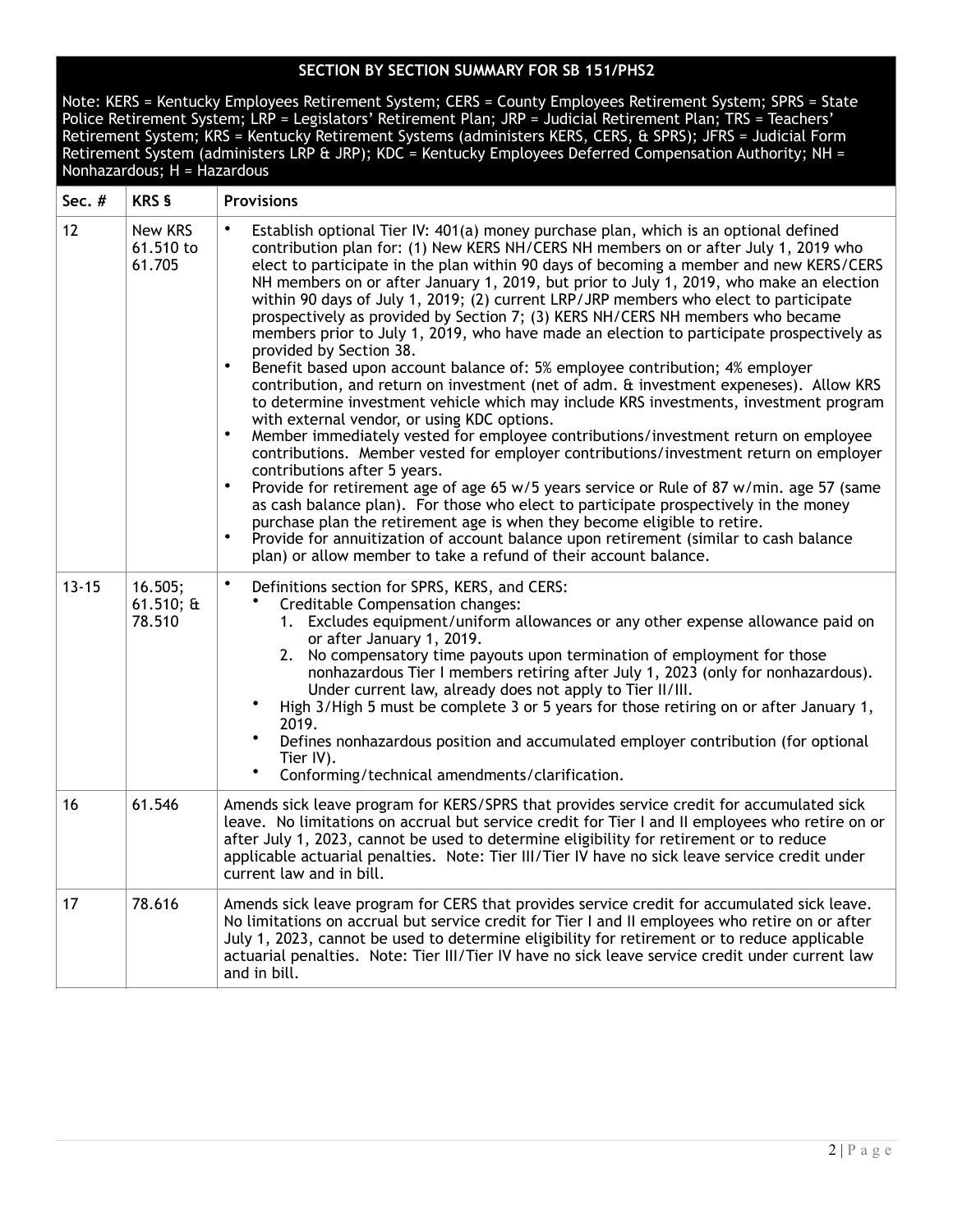| SECTION BY SECTION SUMMARY FOR SB 151/PHS2 | | |
|---|---|---|
| Note: KERS = Kentucky Employees Retirement System; CERS = County Employees Retirement System; SPRS = State Police Retirement System; LRP = Legislators' Retirement Plan; JRP = Judicial Retirement Plan; TRS = Teachers' Retirement System; KRS = Kentucky Retirement Systems (administers KERS, CERS, & SPRS); JFRS = Judicial Form Retirement System (administers LRP & JRP); KDC = Kentucky Employees Deferred Compensation Authority; NH = Nonhazardous; H = Hazardous | | |
| **Sec. #** | **KRS §** | **Provisions** |
| 12 | New KRS 61.510 to 61.705 | • Establish optional Tier IV: 401(a) money purchase plan, which is an optional defined contribution plan for: (1) New KERS NH/CERS NH members on or after July 1, 2019 who elect to participate in the plan within 90 days of becoming a member and new KERS/CERS NH members on or after January 1, 2019, but prior to July 1, 2019, who make an election within 90 days of July 1, 2019; (2) current LRP/JRP members who elect to participate prospectively as provided by Section 7; (3) KERS NH/CERS NH members who became members prior to July 1, 2019, who have made an election to participate prospectively as provided by Section 38.<br>• Benefit based upon account balance of: 5% employee contribution; 4% employer contribution, and return on investment (net of adm. & investment expeneses). Allow KRS to determine investment vehicle which may include KRS investments, investment program with external vendor, or using KDC options.<br>• Member immediately vested for employee contributions/investment return on employee contributions. Member vested for employer contributions/investment return on employer contributions after 5 years.<br>• Provide for retirement age of age 65 w/5 years service or Rule of 87 w/min. age 57 (same as cash balance plan). For those who elect to participate prospectively in the money purchase plan the retirement age is when they become eligible to retire.<br>• Provide for annuitization of account balance upon retirement (similar to cash balance plan) or allow member to take a refund of their account balance. |
| 13-15 | 16.505; 61.510; & 78.510 | • Definitions section for SPRS, KERS, and CERS:<br>&nbsp;&nbsp;• Creditable Compensation changes:<br>&nbsp;&nbsp;&nbsp;&nbsp;1. Excludes equipment/uniform allowances or any other expense allowance paid on or after January 1, 2019.<br>&nbsp;&nbsp;&nbsp;&nbsp;2. No compensatory time payouts upon termination of employment for those nonhazardous Tier I members retiring after July 1, 2023 (only for nonhazardous). Under current law, already does not apply to Tier II/III.<br>&nbsp;&nbsp;• High 3/High 5 must be complete 3 or 5 years for those retiring on or after January 1, 2019.<br>&nbsp;&nbsp;• Defines nonhazardous position and accumulated employer contribution (for optional Tier IV).<br>&nbsp;&nbsp;• Conforming/technical amendments/clarification. |
| 16 | 61.546 | Amends sick leave program for KERS/SPRS that provides service credit for accumulated sick leave. No limitations on accrual but service credit for Tier I and II employees who retire on or after July 1, 2023, cannot be used to determine eligibility for retirement or to reduce applicable actuarial penalties. Note: Tier III/Tier IV have no sick leave service credit under current law and in bill. |
| 17 | 78.616 | Amends sick leave program for CERS that provides service credit for accumulated sick leave. No limitations on accrual but service credit for Tier I and II employees who retire on or after July 1, 2023, cannot be used to determine eligibility for retirement or to reduce applicable actuarial penalties. Note: Tier III/Tier IV have no sick leave service credit under current law and in bill. |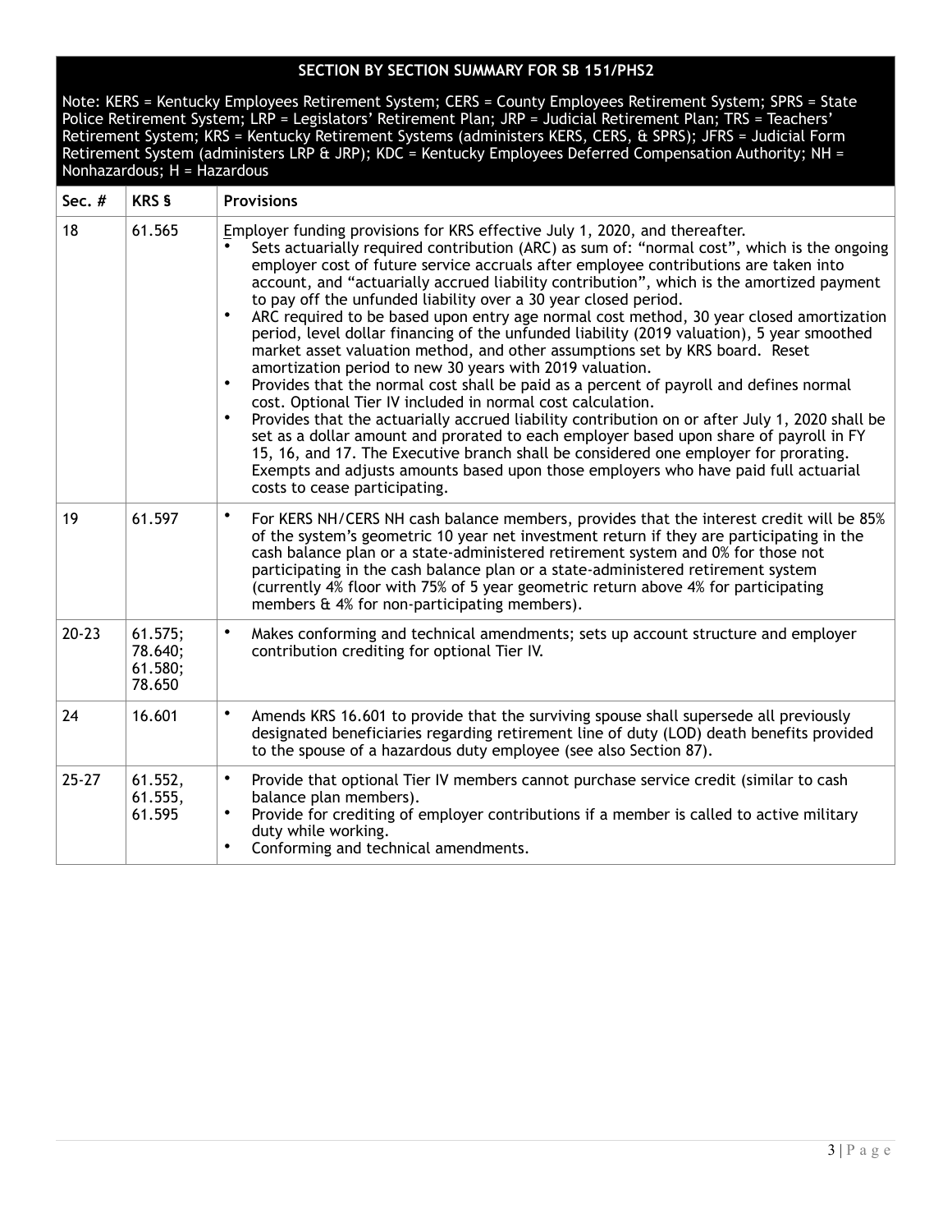| SECTION BY SECTION SUMMARY FOR SB 151/PHS2 | | |
|---|---|---|
| Note: KERS = Kentucky Employees Retirement System; CERS = County Employees Retirement System; SPRS = State Police Retirement System; LRP = Legislators' Retirement Plan; JRP = Judicial Retirement Plan; TRS = Teachers' Retirement System; KRS = Kentucky Retirement Systems (administers KERS, CERS, & SPRS); JFRS = Judicial Form Retirement System (administers LRP & JRP); KDC = Kentucky Employees Deferred Compensation Authority; NH = Nonhazardous; H = Hazardous | | |
| **Sec. #** | **KRS §** | **Provisions** |
| 18 | 61.565 | Employer funding provisions for KRS effective July 1, 2020, and thereafter.<br>• Sets actuarially required contribution (ARC) as sum of: "normal cost", which is the ongoing employer cost of future service accruals after employee contributions are taken into account, and "actuarially accrued liability contribution", which is the amortized payment to pay off the unfunded liability over a 30 year closed period.<br>• ARC required to be based upon entry age normal cost method, 30 year closed amortization period, level dollar financing of the unfunded liability (2019 valuation), 5 year smoothed market asset valuation method, and other assumptions set by KRS board. Reset amortization period to new 30 years with 2019 valuation.<br>• Provides that the normal cost shall be paid as a percent of payroll and defines normal cost. Optional Tier IV included in normal cost calculation.<br>• Provides that the actuarially accrued liability contribution on or after July 1, 2020 shall be set as a dollar amount and prorated to each employer based upon share of payroll in FY 15, 16, and 17. The Executive branch shall be considered one employer for prorating. Exempts and adjusts amounts based upon those employers who have paid full actuarial costs to cease participating. |
| 19 | 61.597 | • For KERS NH/CERS NH cash balance members, provides that the interest credit will be 85% of the system's geometric 10 year net investment return if they are participating in the cash balance plan or a state-administered retirement system and 0% for those not participating in the cash balance plan or a state-administered retirement system (currently 4% floor with 75% of 5 year geometric return above 4% for participating members & 4% for non-participating members). |
| 20-23 | 61.575; 78.640; 61.580; 78.650 | • Makes conforming and technical amendments; sets up account structure and employer contribution crediting for optional Tier IV. |
| 24 | 16.601 | • Amends KRS 16.601 to provide that the surviving spouse shall supersede all previously designated beneficiaries regarding retirement line of duty (LOD) death benefits provided to the spouse of a hazardous duty employee (see also Section 87). |
| 25-27 | 61.552, 61.555, 61.595 | • Provide that optional Tier IV members cannot purchase service credit (similar to cash balance plan members).<br>• Provide for crediting of employer contributions if a member is called to active military duty while working.<br>• Conforming and technical amendments. |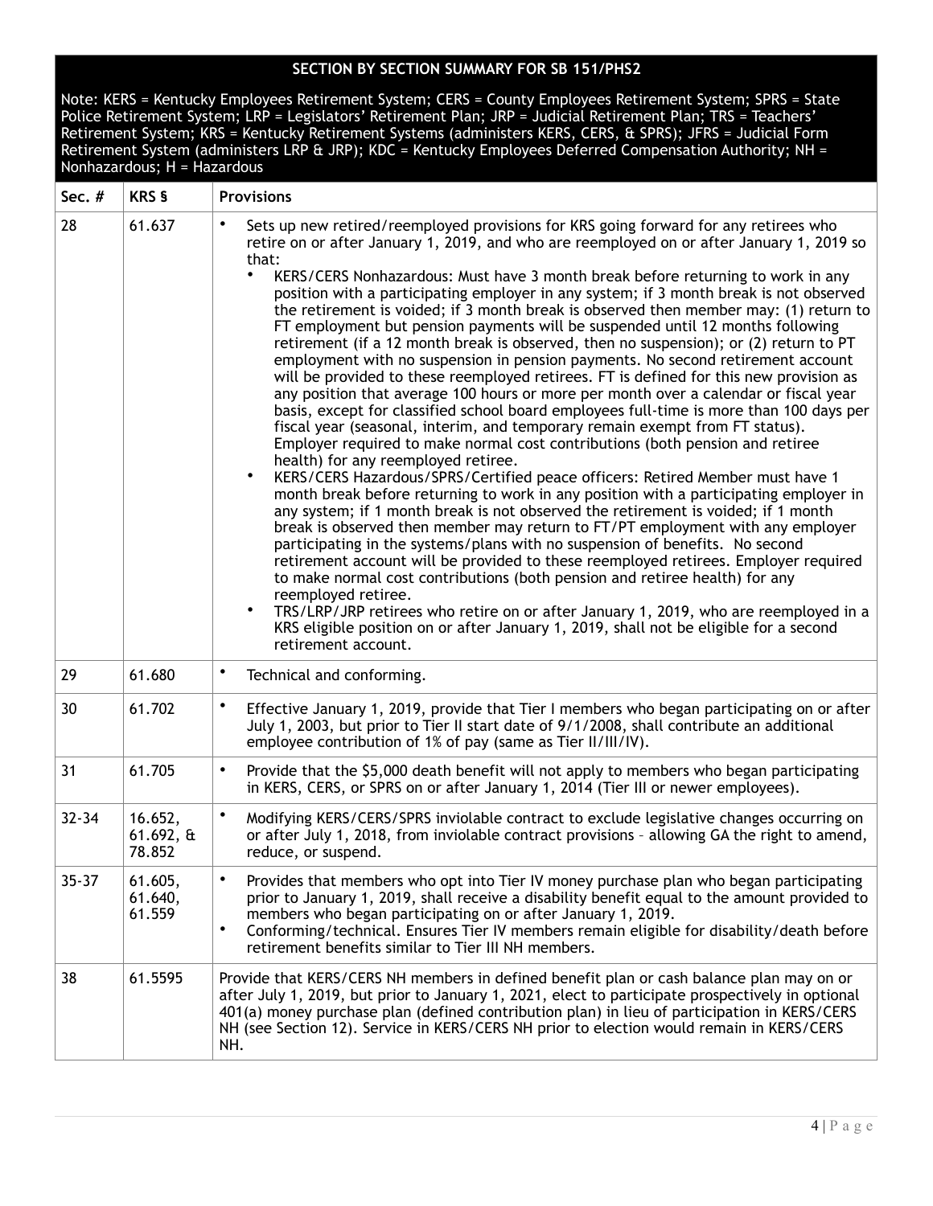## SECTION BY SECTION SUMMARY FOR SB 151/PHS2

Note: KERS = Kentucky Employees Retirement System; CERS = County Employees Retirement System; SPRS = State Police Retirement System; LRP = Legislators' Retirement Plan; JRP = Judicial Retirement Plan; TRS = Teachers' Retirement System; KRS = Kentucky Retirement Systems (administers KERS, CERS, & SPRS); JFRS = Judicial Form Retirement System (administers LRP & JRP); KDC = Kentucky Employees Deferred Compensation Authority; NH = Nonhazardous; H = Hazardous

| Sec. # | KRS § | Provisions |
|---|---|---|
| 28 | 61.637 | • Sets up new retired/reemployed provisions for KRS going forward for any retirees who retire on or after January 1, 2019, and who are reemployed on or after January 1, 2019 so that:<br>  • KERS/CERS Nonhazardous: Must have 3 month break before returning to work in any position with a participating employer in any system; if 3 month break is not observed the retirement is voided; if 3 month break is observed then member may: (1) return to FT employment but pension payments will be suspended until 12 months following retirement (if a 12 month break is observed, then no suspension); or (2) return to PT employment with no suspension in pension payments. No second retirement account will be provided to these reemployed retirees. FT is defined for this new provision as any position that average 100 hours or more per month over a calendar or fiscal year basis, except for classified school board employees full-time is more than 100 days per fiscal year (seasonal, interim, and temporary remain exempt from FT status). Employer required to make normal cost contributions (both pension and retiree health) for any reemployed retiree.<br>  • KERS/CERS Hazardous/SPRS/Certified peace officers: Retired Member must have 1 month break before returning to work in any position with a participating employer in any system; if 1 month break is not observed the retirement is voided; if 1 month break is observed then member may return to FT/PT employment with any employer participating in the systems/plans with no suspension of benefits. No second retirement account will be provided to these reemployed retirees. Employer required to make normal cost contributions (both pension and retiree health) for any reemployed retiree.<br>  • TRS/LRP/JRP retirees who retire on or after January 1, 2019, who are reemployed in a KRS eligible position on or after January 1, 2019, shall not be eligible for a second retirement account. |
| 29 | 61.680 | • Technical and conforming. |
| 30 | 61.702 | • Effective January 1, 2019, provide that Tier I members who began participating on or after July 1, 2003, but prior to Tier II start date of 9/1/2008, shall contribute an additional employee contribution of 1% of pay (same as Tier II/III/IV). |
| 31 | 61.705 | • Provide that the $5,000 death benefit will not apply to members who began participating in KERS, CERS, or SPRS on or after January 1, 2014 (Tier III or newer employees). |
| 32-34 | 16.652, 61.692, & 78.852 | • Modifying KERS/CERS/SPRS inviolable contract to exclude legislative changes occurring on or after July 1, 2018, from inviolable contract provisions – allowing GA the right to amend, reduce, or suspend. |
| 35-37 | 61.605, 61.640, 61.559 | • Provides that members who opt into Tier IV money purchase plan who began participating prior to January 1, 2019, shall receive a disability benefit equal to the amount provided to members who began participating on or after January 1, 2019.<br>• Conforming/technical. Ensures Tier IV members remain eligible for disability/death before retirement benefits similar to Tier III NH members. |
| 38 | 61.5595 | Provide that KERS/CERS NH members in defined benefit plan or cash balance plan may on or after July 1, 2019, but prior to January 1, 2021, elect to participate prospectively in optional 401(a) money purchase plan (defined contribution plan) in lieu of participation in KERS/CERS NH (see Section 12). Service in KERS/CERS NH prior to election would remain in KERS/CERS NH. |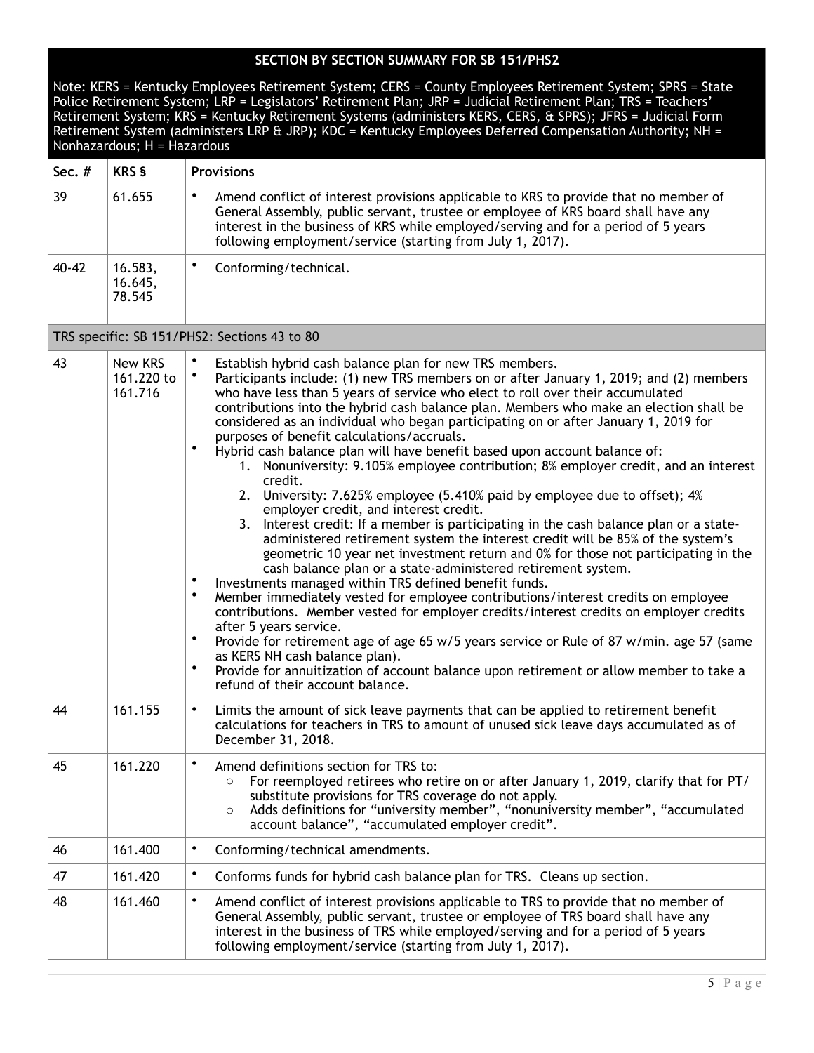| SECTION BY SECTION SUMMARY FOR SB 151/PHS2 | | |
|---|---|---|
| Note: KERS = Kentucky Employees Retirement System; CERS = County Employees Retirement System; SPRS = State Police Retirement System; LRP = Legislators' Retirement Plan; JRP = Judicial Retirement Plan; TRS = Teachers' Retirement System; KRS = Kentucky Retirement Systems (administers KERS, CERS, & SPRS); JFRS = Judicial Form Retirement System (administers LRP & JRP); KDC = Kentucky Employees Deferred Compensation Authority; NH = Nonhazardous; H = Hazardous | | |
| **Sec. #** | **KRS §** | **Provisions** |
| 39 | 61.655 | • Amend conflict of interest provisions applicable to KRS to provide that no member of General Assembly, public servant, trustee or employee of KRS board shall have any interest in the business of KRS while employed/serving and for a period of 5 years following employment/service (starting from July 1, 2017). |
| 40-42 | 16.583, 16.645, 78.545 | • Conforming/technical. |
| TRS specific: SB 151/PHS2: Sections 43 to 80 | | |
| 43 | New KRS 161.220 to 161.716 | • Establish hybrid cash balance plan for new TRS members.<br>• Participants include: (1) new TRS members on or after January 1, 2019; and (2) members who have less than 5 years of service who elect to roll over their accumulated contributions into the hybrid cash balance plan. Members who make an election shall be considered as an individual who began participating on or after January 1, 2019 for purposes of benefit calculations/accruals.<br>• Hybrid cash balance plan will have benefit based upon account balance of:<br>1. Nonuniversity: 9.105% employee contribution; 8% employer credit, and an interest credit.<br>2. University: 7.625% employee (5.410% paid by employee due to offset); 4% employer credit, and interest credit.<br>3. Interest credit: If a member is participating in the cash balance plan or a state-administered retirement system the interest credit will be 85% of the system's geometric 10 year net investment return and 0% for those not participating in the cash balance plan or a state-administered retirement system.<br>• Investments managed within TRS defined benefit funds.<br>• Member immediately vested for employee contributions/interest credits on employee contributions. Member vested for employer credits/interest credits on employer credits after 5 years service.<br>• Provide for retirement age of age 65 w/5 years service or Rule of 87 w/min. age 57 (same as KERS NH cash balance plan).<br>• Provide for annuitization of account balance upon retirement or allow member to take a refund of their account balance. |
| 44 | 161.155 | • Limits the amount of sick leave payments that can be applied to retirement benefit calculations for teachers in TRS to amount of unused sick leave days accumulated as of December 31, 2018. |
| 45 | 161.220 | • Amend definitions section for TRS to:<br>○ For reemployed retirees who retire on or after January 1, 2019, clarify that for PT/substitute provisions for TRS coverage do not apply.<br>○ Adds definitions for "university member", "nonuniversity member", "accumulated account balance", "accumulated employer credit". |
| 46 | 161.400 | • Conforming/technical amendments. |
| 47 | 161.420 | • Conforms funds for hybrid cash balance plan for TRS. Cleans up section. |
| 48 | 161.460 | • Amend conflict of interest provisions applicable to TRS to provide that no member of General Assembly, public servant, trustee or employee of TRS board shall have any interest in the business of TRS while employed/serving and for a period of 5 years following employment/service (starting from July 1, 2017). |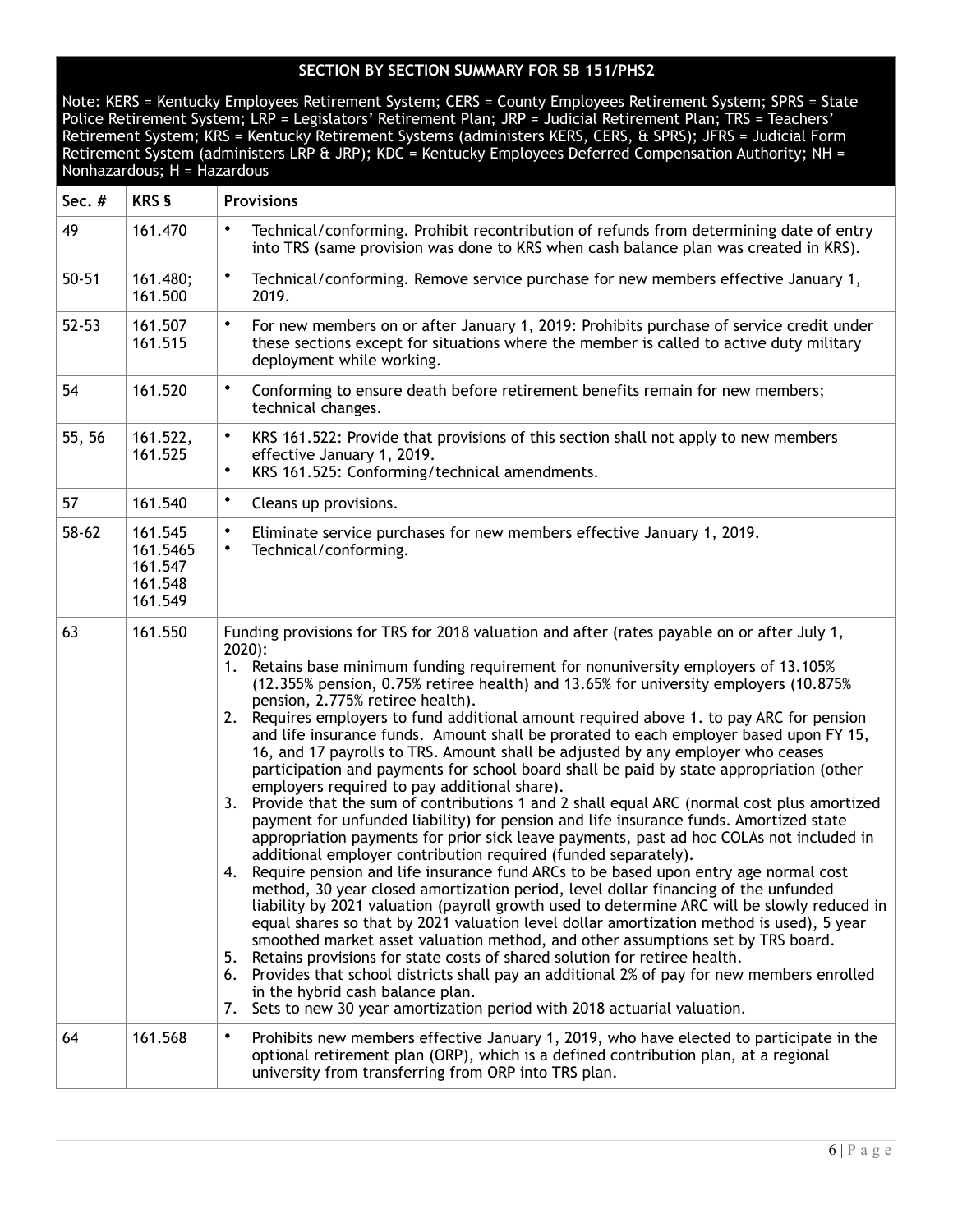| SECTION BY SECTION SUMMARY FOR SB 151/PHS2 | | |
|---|---|---|
| Note: KERS = Kentucky Employees Retirement System; CERS = County Employees Retirement System; SPRS = State Police Retirement System; LRP = Legislators' Retirement Plan; JRP = Judicial Retirement Plan; TRS = Teachers' Retirement System; KRS = Kentucky Retirement Systems (administers KERS, CERS, & SPRS); JFRS = Judicial Form Retirement System (administers LRP & JRP); KDC = Kentucky Employees Deferred Compensation Authority; NH = Nonhazardous; H = Hazardous | | |
| **Sec. #** | **KRS §** | **Provisions** |
| 49 | 161.470 | • Technical/conforming. Prohibit recontribution of refunds from determining date of entry into TRS (same provision was done to KRS when cash balance plan was created in KRS). |
| 50-51 | 161.480; 161.500 | • Technical/conforming. Remove service purchase for new members effective January 1, 2019. |
| 52-53 | 161.507 161.515 | • For new members on or after January 1, 2019: Prohibits purchase of service credit under these sections except for situations where the member is called to active duty military deployment while working. |
| 54 | 161.520 | • Conforming to ensure death before retirement benefits remain for new members; technical changes. |
| 55, 56 | 161.522, 161.525 | • KRS 161.522: Provide that provisions of this section shall not apply to new members effective January 1, 2019.<br>• KRS 161.525: Conforming/technical amendments. |
| 57 | 161.540 | • Cleans up provisions. |
| 58-62 | 161.545 161.5465 161.547 161.548 161.549 | • Eliminate service purchases for new members effective January 1, 2019.<br>• Technical/conforming. |
| 63 | 161.550 | Funding provisions for TRS for 2018 valuation and after (rates payable on or after July 1, 2020):<br>1. Retains base minimum funding requirement for nonuniversity employers of 13.105% (12.355% pension, 0.75% retiree health) and 13.65% for university employers (10.875% pension, 2.775% retiree health).<br>2. Requires employers to fund additional amount required above 1. to pay ARC for pension and life insurance funds. Amount shall be prorated to each employer based upon FY 15, 16, and 17 payrolls to TRS. Amount shall be adjusted by any employer who ceases participation and payments for school board shall be paid by state appropriation (other employers required to pay additional share).<br>3. Provide that the sum of contributions 1 and 2 shall equal ARC (normal cost plus amortized payment for unfunded liability) for pension and life insurance funds. Amortized state appropriation payments for prior sick leave payments, past ad hoc COLAs not included in additional employer contribution required (funded separately).<br>4. Require pension and life insurance fund ARCs to be based upon entry age normal cost method, 30 year closed amortization period, level dollar financing of the unfunded liability by 2021 valuation (payroll growth used to determine ARC will be slowly reduced in equal shares so that by 2021 valuation level dollar amortization method is used), 5 year smoothed market asset valuation method, and other assumptions set by TRS board.<br>5. Retains provisions for state costs of shared solution for retiree health.<br>6. Provides that school districts shall pay an additional 2% of pay for new members enrolled in the hybrid cash balance plan.<br>7. Sets to new 30 year amortization period with 2018 actuarial valuation. |
| 64 | 161.568 | • Prohibits new members effective January 1, 2019, who have elected to participate in the optional retirement plan (ORP), which is a defined contribution plan, at a regional university from transferring from ORP into TRS plan. |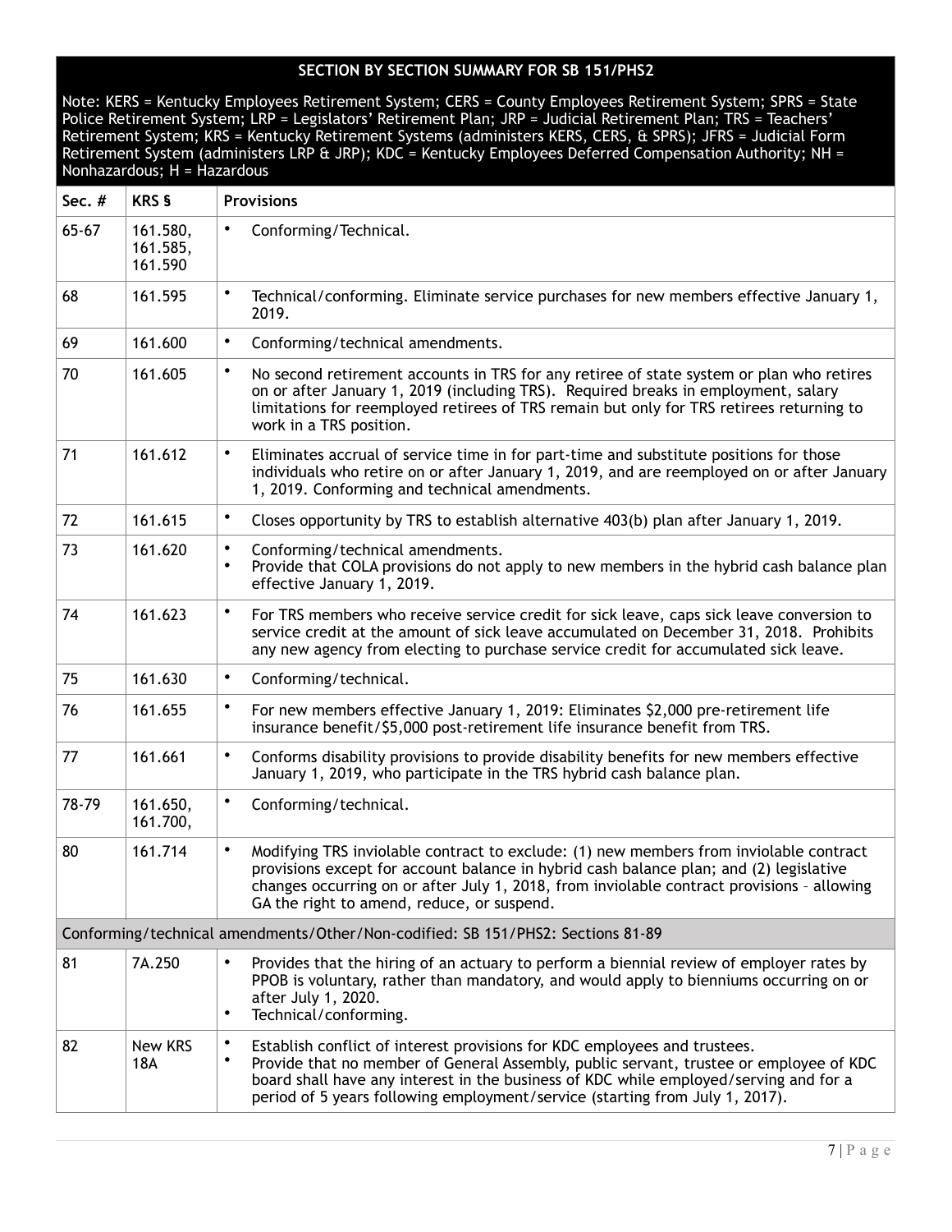| SECTION BY SECTION SUMMARY FOR SB 151/PHS2 | | |
|---|---|---|
| Note: KERS = Kentucky Employees Retirement System; CERS = County Employees Retirement System; SPRS = State Police Retirement System; LRP = Legislators' Retirement Plan; JRP = Judicial Retirement Plan; TRS = Teachers' Retirement System; KRS = Kentucky Retirement Systems (administers KERS, CERS, & SPRS); JFRS = Judicial Form Retirement System (administers LRP & JRP); KDC = Kentucky Employees Deferred Compensation Authority; NH = Nonhazardous; H = Hazardous | | |
| **Sec. #** | **KRS §** | **Provisions** |
| 65-67 | 161.580, 161.585, 161.590 | • Conforming/Technical. |
| 68 | 161.595 | • Technical/conforming. Eliminate service purchases for new members effective January 1, 2019. |
| 69 | 161.600 | • Conforming/technical amendments. |
| 70 | 161.605 | • No second retirement accounts in TRS for any retiree of state system or plan who retires on or after January 1, 2019 (including TRS). Required breaks in employment, salary limitations for reemployed retirees of TRS remain but only for TRS retirees returning to work in a TRS position. |
| 71 | 161.612 | • Eliminates accrual of service time in for part-time and substitute positions for those individuals who retire on or after January 1, 2019, and are reemployed on or after January 1, 2019. Conforming and technical amendments. |
| 72 | 161.615 | • Closes opportunity by TRS to establish alternative 403(b) plan after January 1, 2019. |
| 73 | 161.620 | • Conforming/technical amendments.<br>• Provide that COLA provisions do not apply to new members in the hybrid cash balance plan effective January 1, 2019. |
| 74 | 161.623 | • For TRS members who receive service credit for sick leave, caps sick leave conversion to service credit at the amount of sick leave accumulated on December 31, 2018. Prohibits any new agency from electing to purchase service credit for accumulated sick leave. |
| 75 | 161.630 | • Conforming/technical. |
| 76 | 161.655 | • For new members effective January 1, 2019: Eliminates $2,000 pre-retirement life insurance benefit/$5,000 post-retirement life insurance benefit from TRS. |
| 77 | 161.661 | • Conforms disability provisions to provide disability benefits for new members effective January 1, 2019, who participate in the TRS hybrid cash balance plan. |
| 78-79 | 161.650, 161.700, | • Conforming/technical. |
| 80 | 161.714 | • Modifying TRS inviolable contract to exclude: (1) new members from inviolable contract provisions except for account balance in hybrid cash balance plan; and (2) legislative changes occurring on or after July 1, 2018, from inviolable contract provisions – allowing GA the right to amend, reduce, or suspend. |
| Conforming/technical amendments/Other/Non-codified: SB 151/PHS2: Sections 81-89 | | |
| 81 | 7A.250 | • Provides that the hiring of an actuary to perform a biennial review of employer rates by PPOB is voluntary, rather than mandatory, and would apply to bienniums occurring on or after July 1, 2020.<br>• Technical/conforming. |
| 82 | New KRS 18A | • Establish conflict of interest provisions for KDC employees and trustees.<br>• Provide that no member of General Assembly, public servant, trustee or employee of KDC board shall have any interest in the business of KDC while employed/serving and for a period of 5 years following employment/service (starting from July 1, 2017). |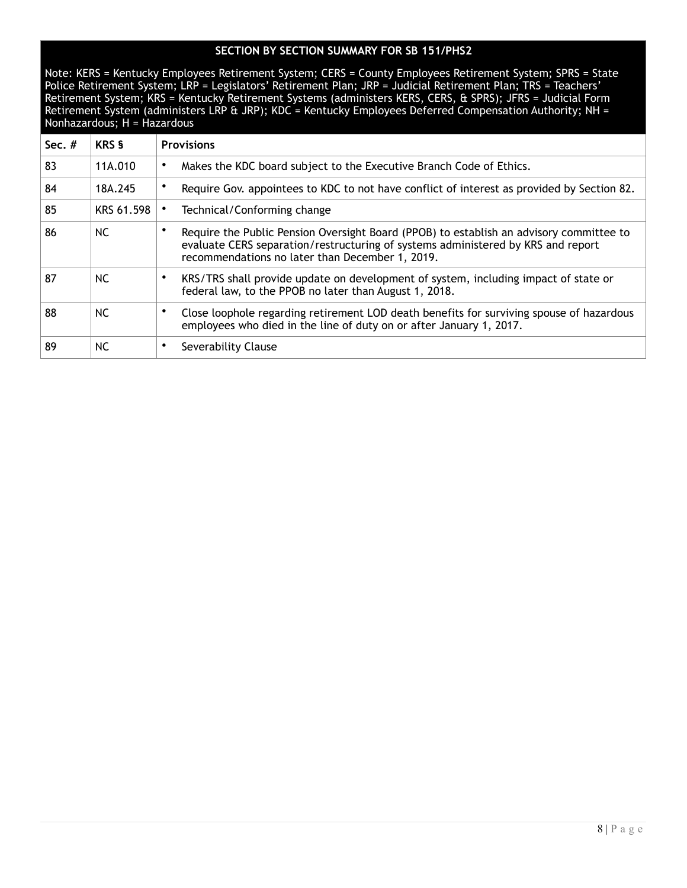## SECTION BY SECTION SUMMARY FOR SB 151/PHS2

Note: KERS = Kentucky Employees Retirement System; CERS = County Employees Retirement System; SPRS = State Police Retirement System; LRP = Legislators' Retirement Plan; JRP = Judicial Retirement Plan; TRS = Teachers' Retirement System; KRS = Kentucky Retirement Systems (administers KERS, CERS, & SPRS); JFRS = Judicial Form Retirement System (administers LRP & JRP); KDC = Kentucky Employees Deferred Compensation Authority; NH = Nonhazardous; H = Hazardous

| Sec. # | KRS § | Provisions |
|---|---|---|
| 83 | 11A.010 | • Makes the KDC board subject to the Executive Branch Code of Ethics. |
| 84 | 18A.245 | • Require Gov. appointees to KDC to not have conflict of interest as provided by Section 82. |
| 85 | KRS 61.598 | • Technical/Conforming change |
| 86 | NC | • Require the Public Pension Oversight Board (PPOB) to establish an advisory committee to evaluate CERS separation/restructuring of systems administered by KRS and report recommendations no later than December 1, 2019. |
| 87 | NC | • KRS/TRS shall provide update on development of system, including impact of state or federal law, to the PPOB no later than August 1, 2018. |
| 88 | NC | • Close loophole regarding retirement LOD death benefits for surviving spouse of hazardous employees who died in the line of duty on or after January 1, 2017. |
| 89 | NC | • Severability Clause |